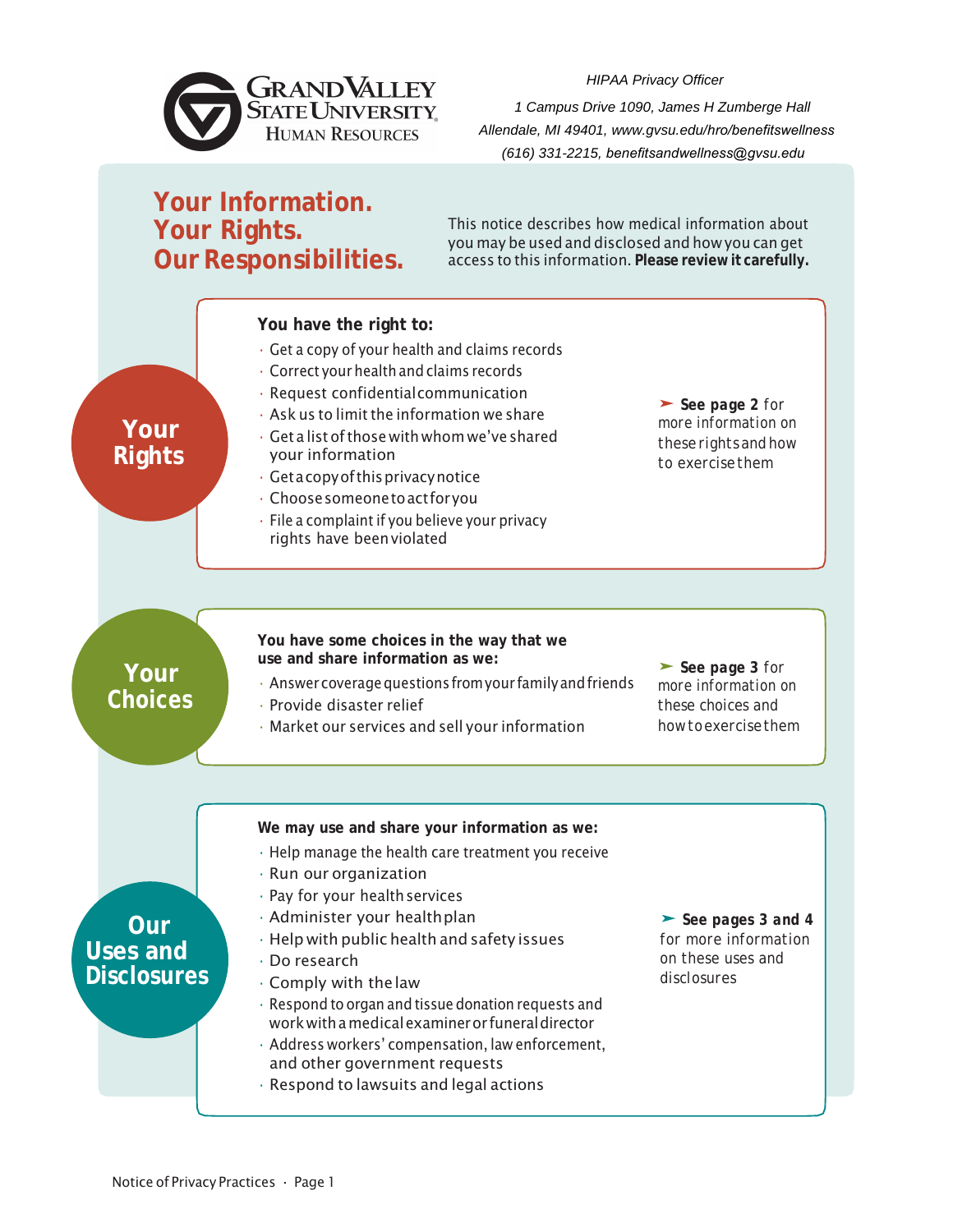**Grand Valley State University**
**Human Resources**

*HIPAA Privacy Officer*
*1 Campus Drive 1090, James H Zumberge Hall*
*Allendale, MI 49401, www.gvsu.edu/hro/benefitswellness*
*(616) 331-2215, benefitsandwellness@gvsu.edu*

# Your Information. Your Rights. Our Responsibilities.

This notice describes how medical information about you may be used and disclosed and how you can get access to this information. **Please review it carefully.**

## Your Rights

**You have the right to:**

- Get a copy of your health and claims records
- Correct your health and claims records
- Request confidential communication
- Ask us to limit the information we share
- Get a list of those with whom we've shared your information
- Get a copy of this privacy notice
- Choose someone to act for you
- File a complaint if you believe your privacy rights have been violated

➤ **See page 2** for more information on these rights and how to exercise them

## Your Choices

**You have some choices in the way that we use and share information as we:**

- Answer coverage questions from your family and friends
- Provide disaster relief
- Market our services and sell your information

➤ **See page 3** for more information on these choices and how to exercise them

## Our Uses and Disclosures

**We may use and share your information as we:**

- Help manage the health care treatment you receive
- Run our organization
- Pay for your health services
- Administer your health plan
- Help with public health and safety issues
- Do research
- Comply with the law
- Respond to organ and tissue donation requests and work with a medical examiner or funeral director
- Address workers' compensation, law enforcement, and other government requests
- Respond to lawsuits and legal actions

➤ **See pages 3 and 4** for more information on these uses and disclosures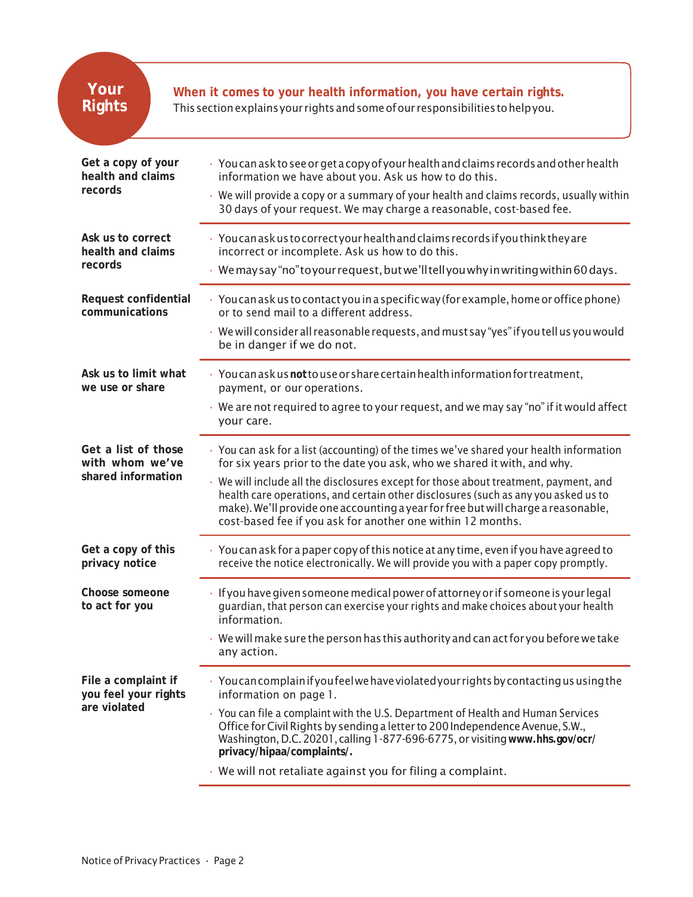# Your Rights

**When it comes to your health information, you have certain rights.**
This section explains your rights and some of our responsibilities to help you.

### Get a copy of your health and claims records

- You can ask to see or get a copy of your health and claims records and other health information we have about you. Ask us how to do this.
- We will provide a copy or a summary of your health and claims records, usually within 30 days of your request. We may charge a reasonable, cost-based fee.

### Ask us to correct health and claims records

- You can ask us to correct your health and claims records if you think they are incorrect or incomplete. Ask us how to do this.
- We may say "no" to your request, but we'll tell you why in writing within 60 days.

### Request confidential communications

- You can ask us to contact you in a specific way (for example, home or office phone) or to send mail to a different address.
- We will consider all reasonable requests, and must say "yes" if you tell us you would be in danger if we do not.

### Ask us to limit what we use or share

- You can ask us **not** to use or share certain health information for treatment, payment, or our operations.
- We are not required to agree to your request, and we may say "no" if it would affect your care.

### Get a list of those with whom we've shared information

- You can ask for a list (accounting) of the times we've shared your health information for six years prior to the date you ask, who we shared it with, and why.
- We will include all the disclosures except for those about treatment, payment, and health care operations, and certain other disclosures (such as any you asked us to make). We'll provide one accounting a year for free but will charge a reasonable, cost-based fee if you ask for another one within 12 months.

### Get a copy of this privacy notice

- You can ask for a paper copy of this notice at any time, even if you have agreed to receive the notice electronically. We will provide you with a paper copy promptly.

### Choose someone to act for you

- If you have given someone medical power of attorney or if someone is your legal guardian, that person can exercise your rights and make choices about your health information.
- We will make sure the person has this authority and can act for you before we take any action.

### File a complaint if you feel your rights are violated

- You can complain if you feel we have violated your rights by contacting us using the information on page 1.
- You can file a complaint with the U.S. Department of Health and Human Services Office for Civil Rights by sending a letter to 200 Independence Avenue, S.W., Washington, D.C. 20201, calling 1-877-696-6775, or visiting **www.hhs.gov/ocr/privacy/hipaa/complaints/.**
- We will not retaliate against you for filing a complaint.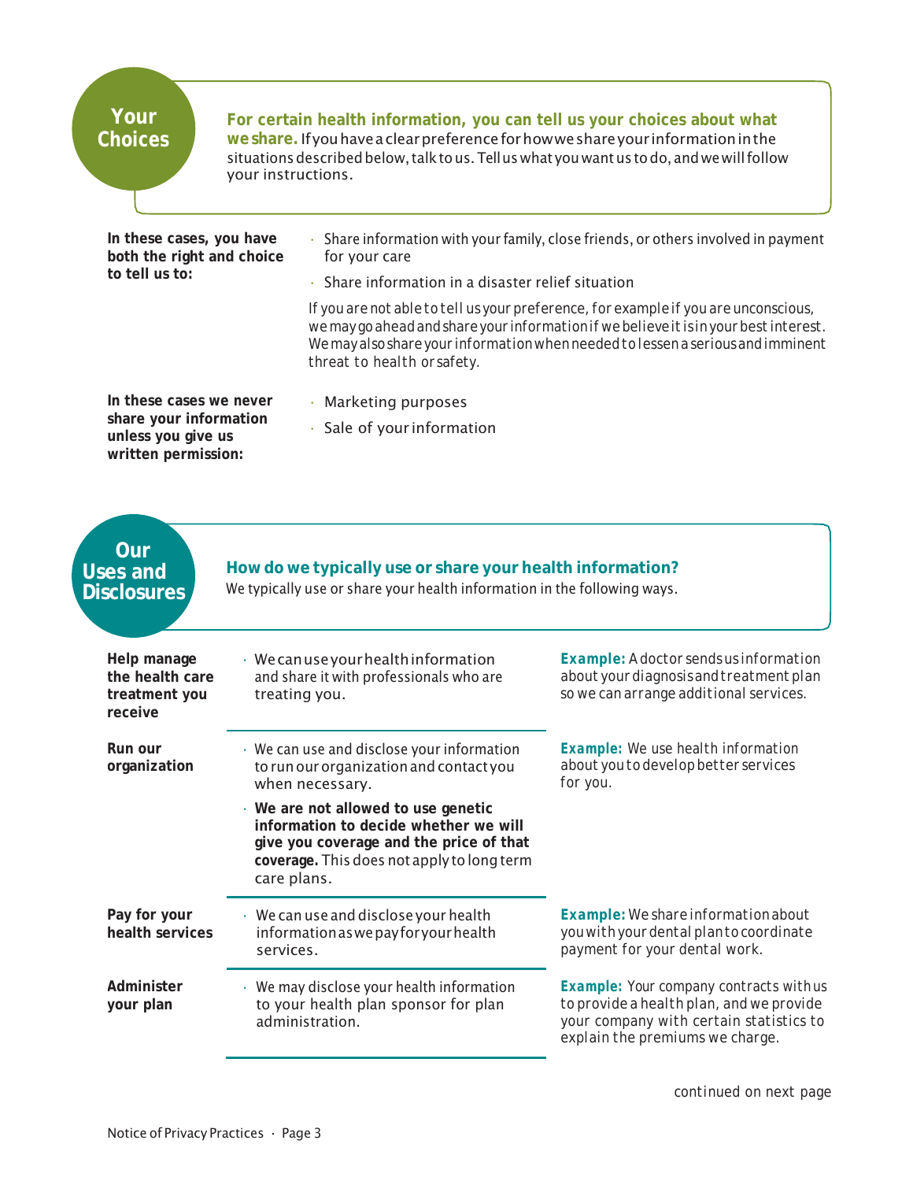## Your Choices

**For certain health information, you can tell us your choices about what we share.** If you have a clear preference for how we share your information in the situations described below, talk to us. Tell us what you want us to do, and we will follow your instructions.

**In these cases, you have both the right and choice to tell us to:**

- Share information with your family, close friends, or others involved in payment for your care
- Share information in a disaster relief situation

If you are not able to tell us your preference, for example if you are unconscious, we may go ahead and share your information if we believe it is in your best interest. We may also share your information when needed to lessen a serious and imminent threat to health or safety.

**In these cases we never share your information unless you give us written permission:**

- Marketing purposes
- Sale of your information

## Our Uses and Disclosures

**How do we typically use or share your health information?**
We typically use or share your health information in the following ways.

| | | |
|---|---|---|
| **Help manage the health care treatment you receive** | • We can use your health information and share it with professionals who are treating you. | **Example:** A doctor sends us information about your diagnosis and treatment plan so we can arrange additional services. |
| **Run our organization** | • We can use and disclose your information to run our organization and contact you when necessary.<br>• **We are not allowed to use genetic information to decide whether we will give you coverage and the price of that coverage.** This does not apply to long term care plans. | **Example:** We use health information about you to develop better services for you. |
| **Pay for your health services** | • We can use and disclose your health information as we pay for your health services. | **Example:** We share information about you with your dental plan to coordinate payment for your dental work. |
| **Administer your plan** | • We may disclose your health information to your health plan sponsor for plan administration. | **Example:** Your company contracts with us to provide a health plan, and we provide your company with certain statistics to explain the premiums we charge. |

continued on next page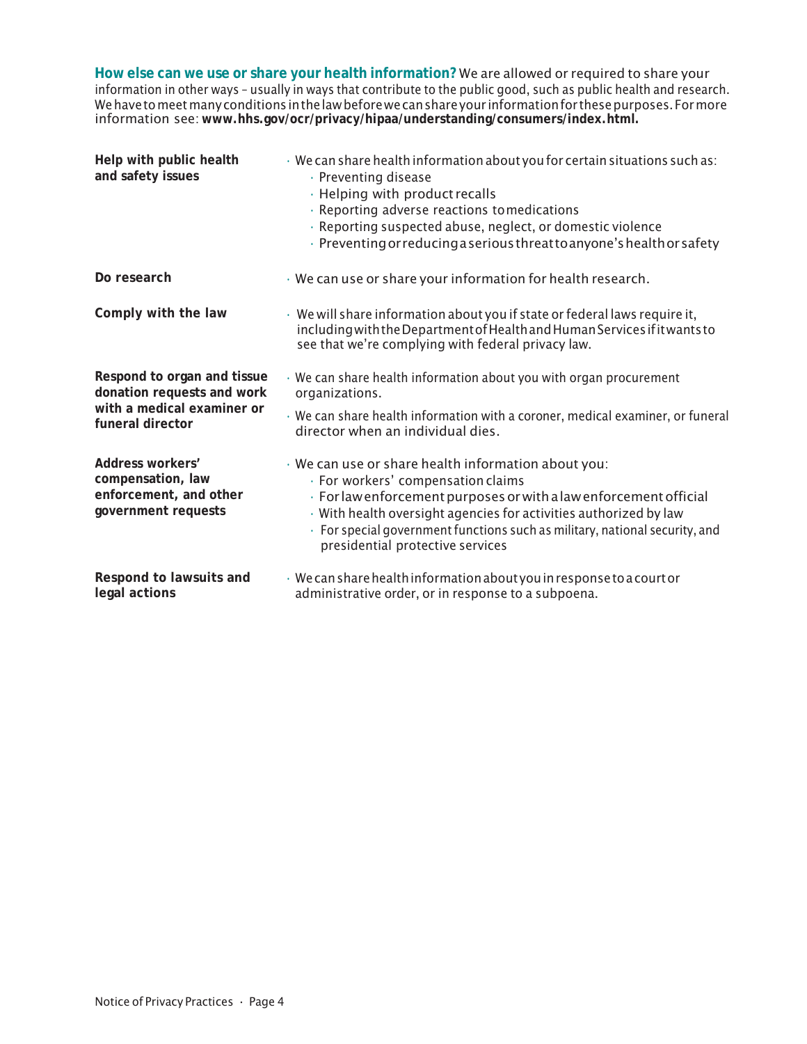**How else can we use or share your health information?** We are allowed or required to share your information in other ways – usually in ways that contribute to the public good, such as public health and research. We have to meet many conditions in the law before we can share your information for these purposes. For more information see: **www.hhs.gov/ocr/privacy/hipaa/understanding/consumers/index.html.**

**Help with public health and safety issues**

- We can share health information about you for certain situations such as:
  - Preventing disease
  - Helping with product recalls
  - Reporting adverse reactions to medications
  - Reporting suspected abuse, neglect, or domestic violence
  - Preventing or reducing a serious threat to anyone's health or safety

**Do research**

- We can use or share your information for health research.

**Comply with the law**

- We will share information about you if state or federal laws require it, including with the Department of Health and Human Services if it wants to see that we're complying with federal privacy law.

**Respond to organ and tissue donation requests and work with a medical examiner or funeral director**

- We can share health information about you with organ procurement organizations.
- We can share health information with a coroner, medical examiner, or funeral director when an individual dies.

**Address workers' compensation, law enforcement, and other government requests**

- We can use or share health information about you:
  - For workers' compensation claims
  - For law enforcement purposes or with a law enforcement official
  - With health oversight agencies for activities authorized by law
  - For special government functions such as military, national security, and presidential protective services

**Respond to lawsuits and legal actions**

- We can share health information about you in response to a court or administrative order, or in response to a subpoena.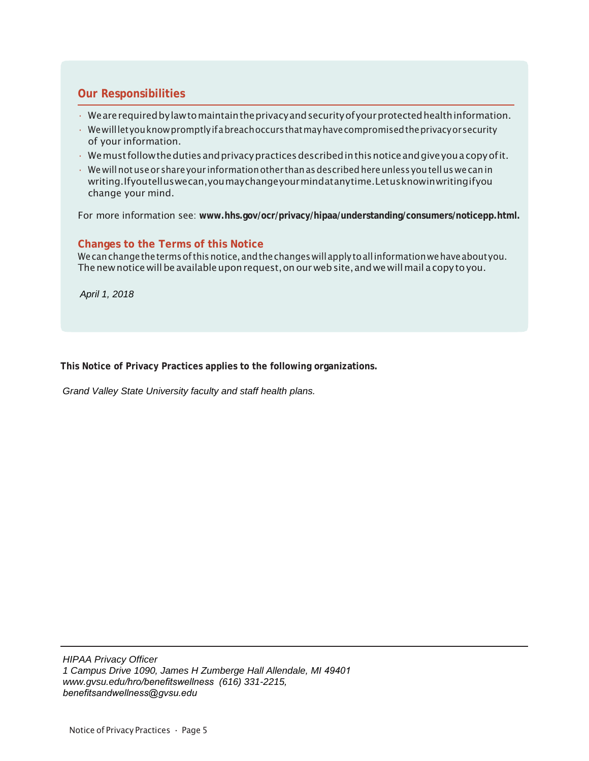## Our Responsibilities

- We are required by law to maintain the privacy and security of your protected health information.
- We will let you know promptly if a breach occurs that may have compromised the privacy or security of your information.
- We must follow the duties and privacy practices described in this notice and give you a copy of it.
- We will not use or share your information other than as described here unless you tell us we can in writing. If you tell us we can, you may change your mind at any time. Let us know in writing if you change your mind.

For more information see: **www.hhs.gov/ocr/privacy/hipaa/understanding/consumers/noticepp.html.**

## Changes to the Terms of this Notice

We can change the terms of this notice, and the changes will apply to all information we have about you. The new notice will be available upon request, on our web site, and we will mail a copy to you.

*April 1, 2018*

**This Notice of Privacy Practices applies to the following organizations.**

*Grand Valley State University faculty and staff health plans.*

---

*HIPAA Privacy Officer*
*1 Campus Drive 1090, James H Zumberge Hall Allendale, MI 49401*
*www.gvsu.edu/hro/benefitswellness (616) 331-2215,*
*benefitsandwellness@gvsu.edu*